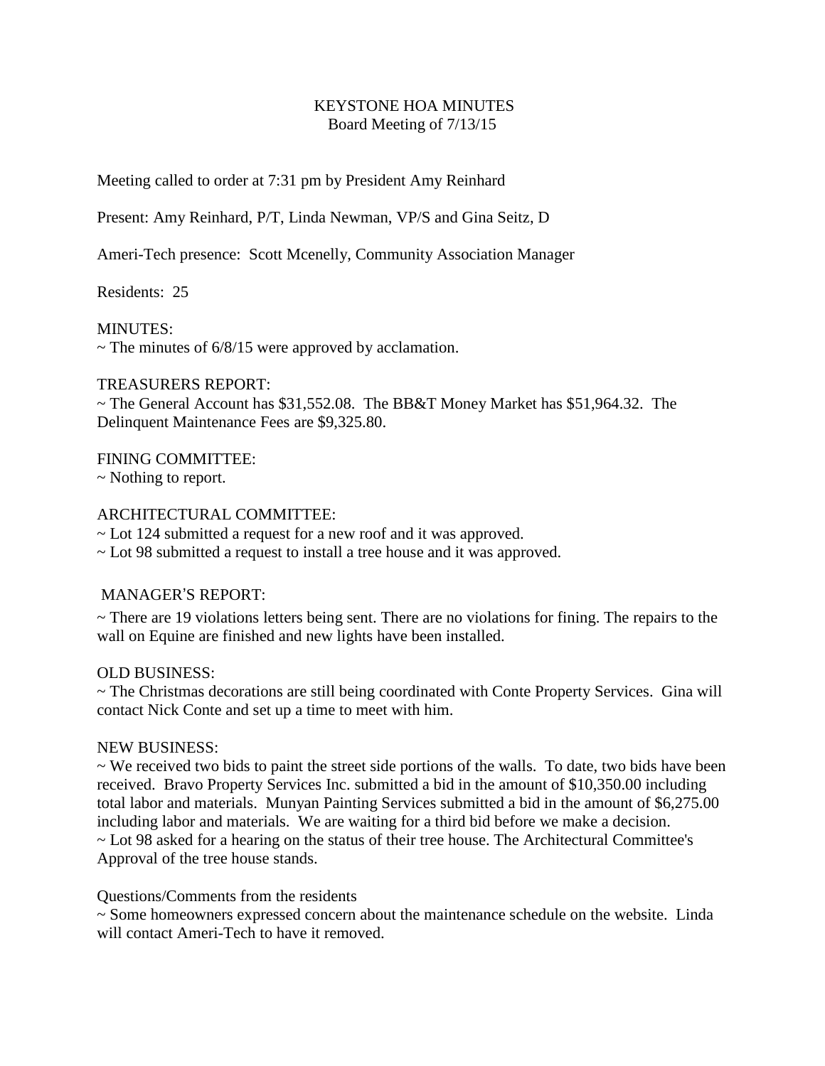# KEYSTONE HOA MINUTES

## Board Meeting of 7/13/15

Meeting called to order at 7:31 pm by President Amy Reinhard

Present: Amy Reinhard, P/T, Linda Newman, VP/S and Gina Seitz, D

Ameri-Tech presence: Scott Mcenelly, Community Association Manager

Residents: 25

MINUTES:

~ The minutes of 6/8/15 were approved by acclamation.

TREASURERS REPORT:

~ The General Account has $31,552.08. The BB&T Money Market has $51,964.32. The Delinquent Maintenance Fees are $9,325.80.

FINING COMMITTEE:

~ Nothing to report.

ARCHITECTURAL COMMITTEE:

~ Lot 124 submitted a request for a new roof and it was approved.

~ Lot 98 submitted a request to install a tree house and it was approved.

MANAGER'S REPORT:

~ There are 19 violations letters being sent. There are no violations for fining. The repairs to the wall on Equine are finished and new lights have been installed.

OLD BUSINESS:

~ The Christmas decorations are still being coordinated with Conte Property Services. Gina will contact Nick Conte and set up a time to meet with him.

NEW BUSINESS:

~ We received two bids to paint the street side portions of the walls. To date, two bids have been received. Bravo Property Services Inc. submitted a bid in the amount of $10,350.00 including total labor and materials. Munyan Painting Services submitted a bid in the amount of $6,275.00 including labor and materials. We are waiting for a third bid before we make a decision.

~ Lot 98 asked for a hearing on the status of their tree house. The Architectural Committee's Approval of the tree house stands.

Questions/Comments from the residents

~ Some homeowners expressed concern about the maintenance schedule on the website. Linda will contact Ameri-Tech to have it removed.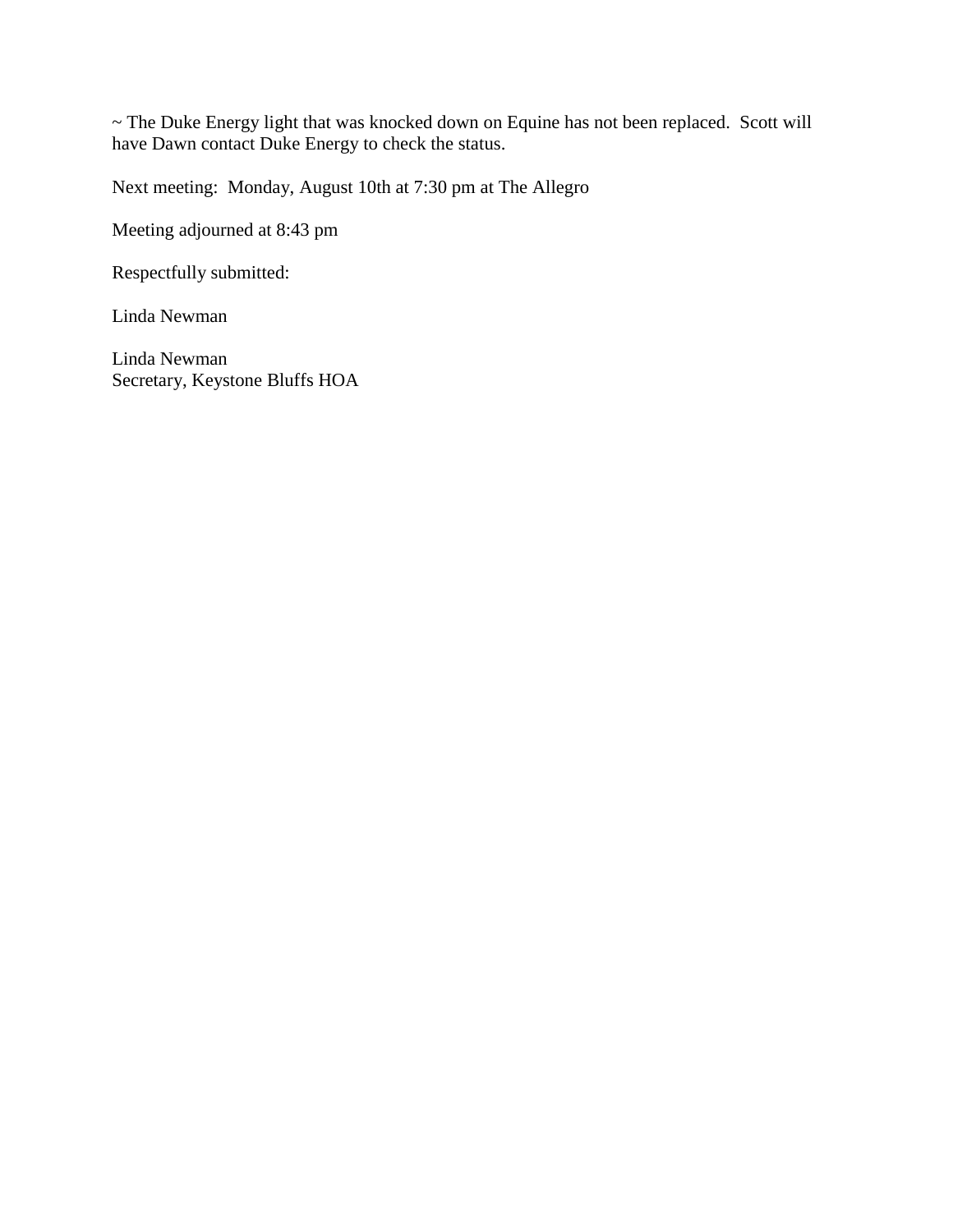~ The Duke Energy light that was knocked down on Equine has not been replaced. Scott will have Dawn contact Duke Energy to check the status.

Next meeting: Monday, August 10th at 7:30 pm at The Allegro

Meeting adjourned at 8:43 pm

Respectfully submitted:

Linda Newman

Linda Newman
Secretary, Keystone Bluffs HOA